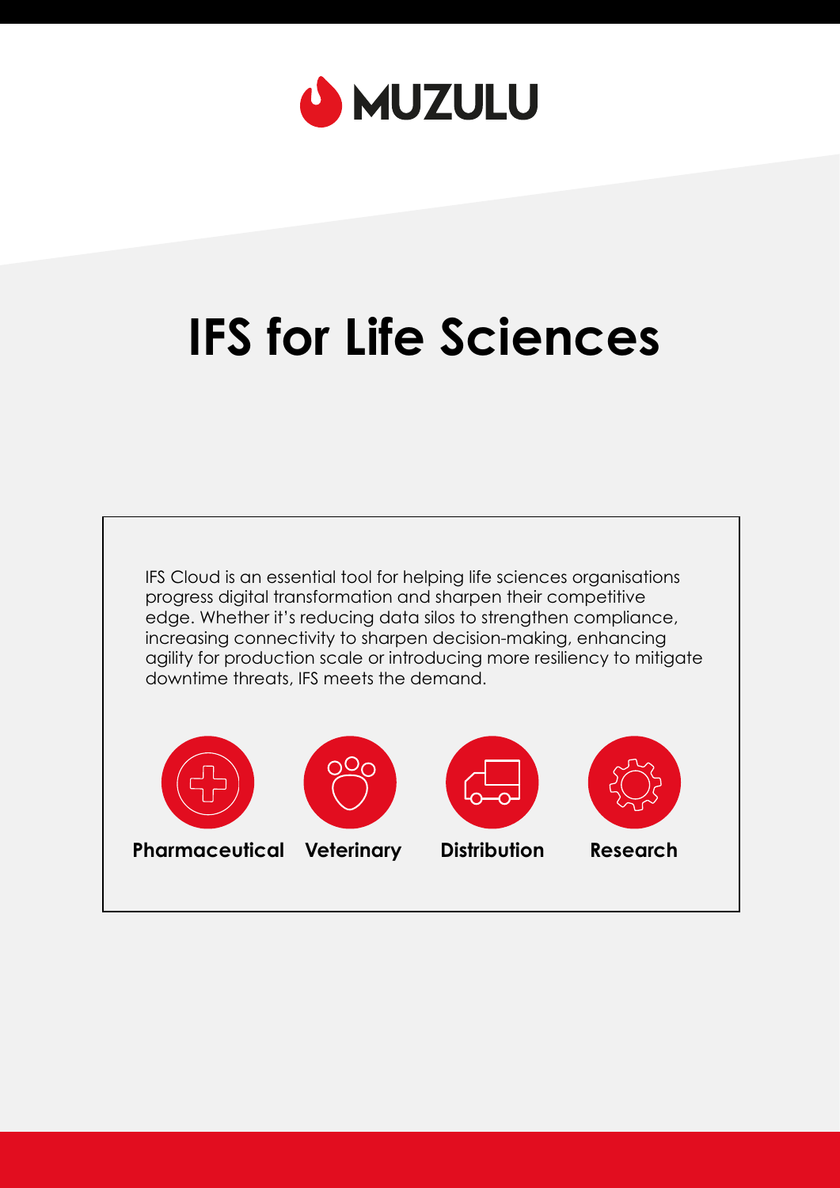MUZULU

# IFS for Life Sciences

IFS Cloud is an essential tool for helping life sciences organisations progress digital transformation and sharpen their competitive edge. Whether it's reducing data silos to strengthen compliance, increasing connectivity to sharpen decision-making, enhancing agility for production scale or introducing more resiliency to mitigate downtime threats, IFS meets the demand.

**Pharmaceutical** **Veterinary** **Distribution** **Research**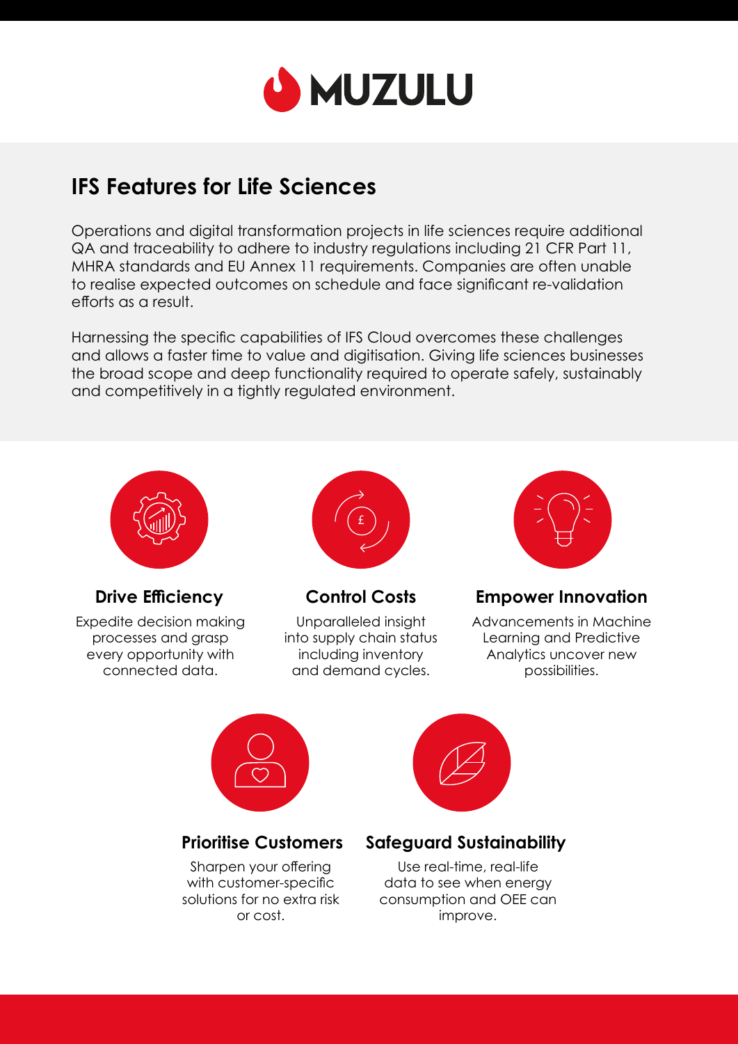MUZULU

## IFS Features for Life Sciences

Operations and digital transformation projects in life sciences require additional QA and traceability to adhere to industry regulations including 21 CFR Part 11, MHRA standards and EU Annex 11 requirements. Companies are often unable to realise expected outcomes on schedule and face significant re-validation efforts as a result.

Harnessing the specific capabilities of IFS Cloud overcomes these challenges and allows a faster time to value and digitisation. Giving life sciences businesses the broad scope and deep functionality required to operate safely, sustainably and competitively in a tightly regulated environment.

### Drive Efficiency

Expedite decision making processes and grasp every opportunity with connected data.

### Control Costs

Unparalleled insight into supply chain status including inventory and demand cycles.

### Empower Innovation

Advancements in Machine Learning and Predictive Analytics uncover new possibilities.

### Prioritise Customers

Sharpen your offering with customer-specific solutions for no extra risk or cost.

### Safeguard Sustainability

Use real-time, real-life data to see when energy consumption and OEE can improve.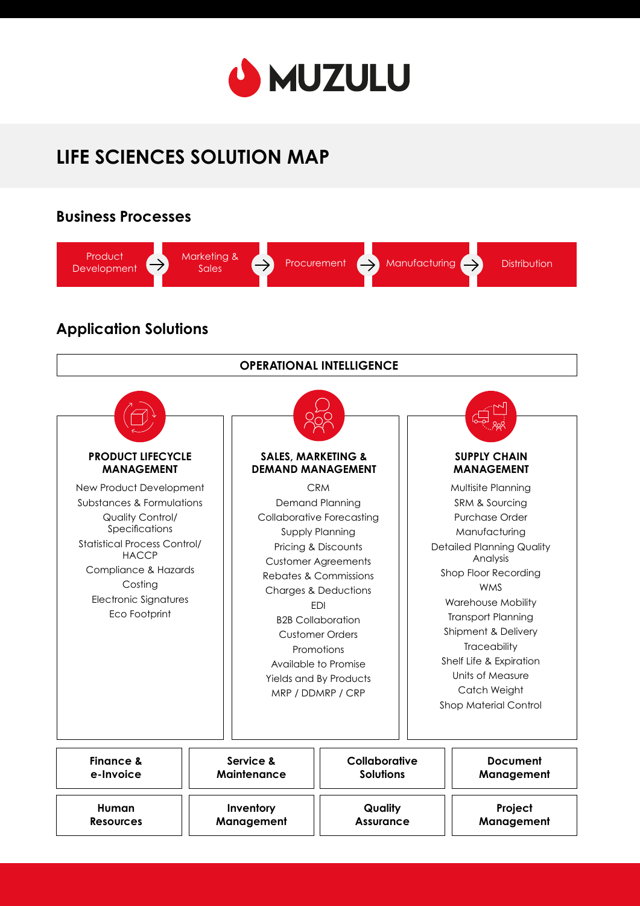MUZULU

# LIFE SCIENCES SOLUTION MAP

## Business Processes

Product Development → Marketing & Sales → Procurement → Manufacturing → Distribution

## Application Solutions

**OPERATIONAL INTELLIGENCE**

### PRODUCT LIFECYCLE MANAGEMENT

- New Product Development
- Substances & Formulations
- Quality Control/ Specifications
- Statistical Process Control/ HACCP
- Compliance & Hazards
- Costing
- Electronic Signatures
- Eco Footprint

### SALES, MARKETING & DEMAND MANAGEMENT

- CRM
- Demand Planning
- Collaborative Forecasting
- Supply Planning
- Pricing & Discounts
- Customer Agreements
- Rebates & Commissions
- Charges & Deductions
- EDI
- B2B Collaboration
- Customer Orders
- Promotions
- Available to Promise
- Yields and By Products
- MRP / DDMRP / CRP

### SUPPLY CHAIN MANAGEMENT

- Multisite Planning
- SRM & Sourcing
- Purchase Order
- Manufacturing
- Detailed Planning Quality Analysis
- Shop Floor Recording
- WMS
- Warehouse Mobility
- Transport Planning
- Shipment & Delivery
- Traceability
- Shelf Life & Expiration
- Units of Measure
- Catch Weight
- Shop Material Control

**Finance & e-Invoice** | **Service & Maintenance** | **Collaborative Solutions** | **Document Management**

**Human Resources** | **Inventory Management** | **Quality Assurance** | **Project Management**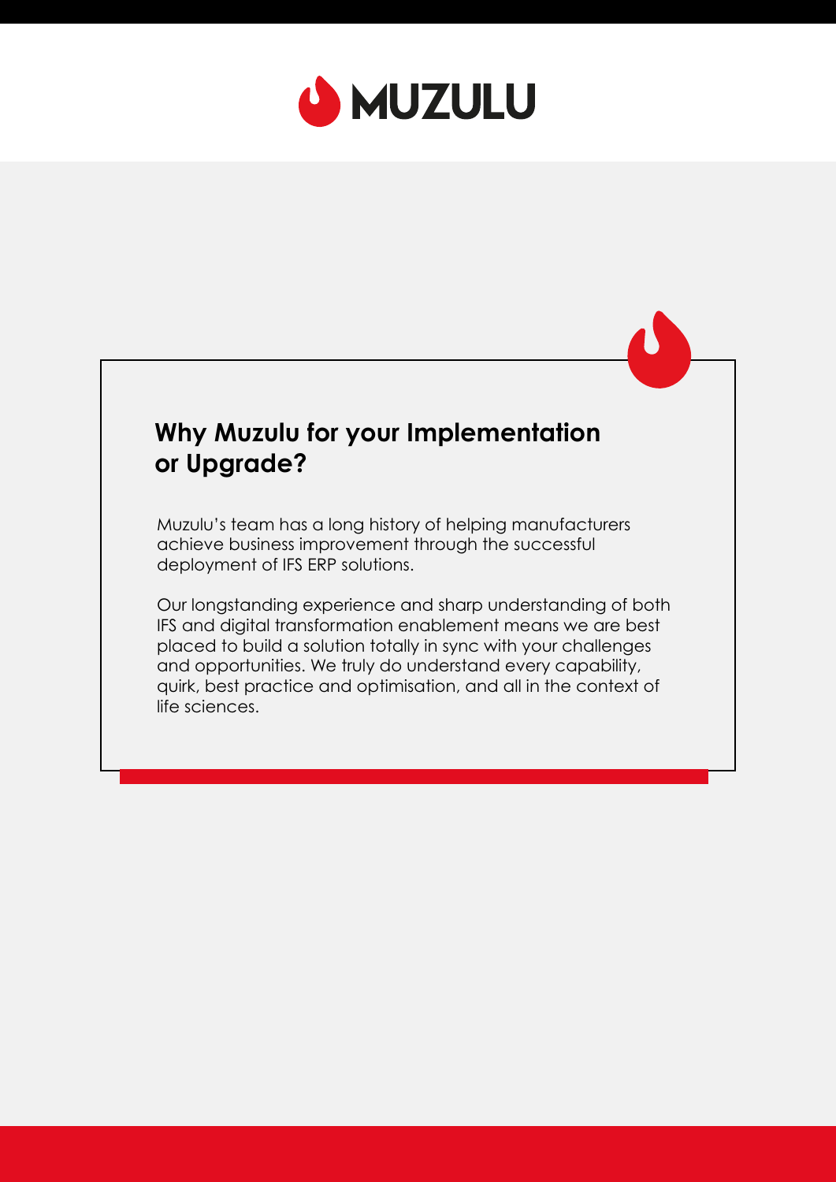# MUZULU

## Why Muzulu for your Implementation or Upgrade?

Muzulu's team has a long history of helping manufacturers achieve business improvement through the successful deployment of IFS ERP solutions.

Our longstanding experience and sharp understanding of both IFS and digital transformation enablement means we are best placed to build a solution totally in sync with your challenges and opportunities. We truly do understand every capability, quirk, best practice and optimisation, and all in the context of life sciences.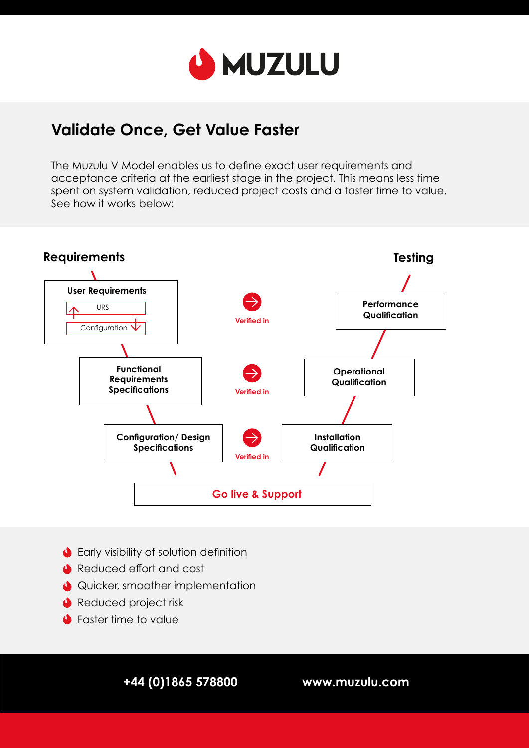# MUZULU

## Validate Once, Get Value Faster

The Muzulu V Model enables us to define exact user requirements and acceptance criteria at the earliest stage in the project. This means less time spent on system validation, reduced project costs and a faster time to value. See how it works below:

**Requirements**

**Testing**

**User Requirements**

URS

Configuration

Verified in

**Performance Qualification**

**Functional Requirements Specifications**

Verified in

**Operational Qualification**

**Configuration/ Design Specifications**

Verified in

**Installation Qualification**

**Go live & Support**

- Early visibility of solution definition
- Reduced effort and cost
- Quicker, smoother implementation
- Reduced project risk
- Faster time to value

**+44 (0)1865 578800**

**www.muzulu.com**